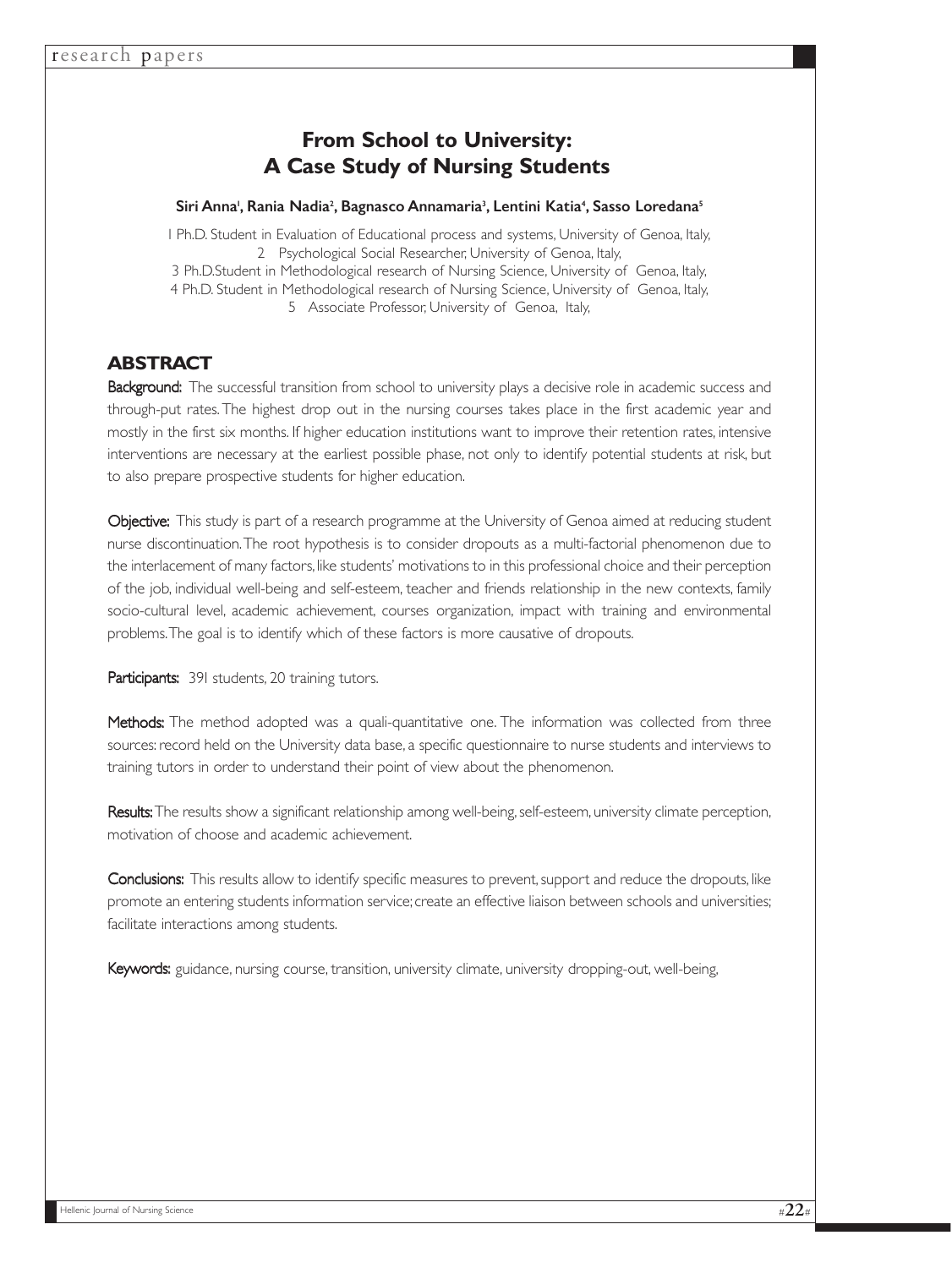# From School to University: A Case Study of Nursing Students

**Siri Anna[1], Rania Nadia[2], Bagnasco Annamaria[3], Lentini Katia[4], Sasso Loredana[5]**

1 Ph.D. Student in Evaluation of Educational process and systems, University of Genoa, Italy,
2 Psychological Social Researcher, University of Genoa, Italy,
3 Ph.D.Student in Methodological research of Nursing Science, University of Genoa, Italy,
4 Ph.D. Student in Methodological research of Nursing Science, University of Genoa, Italy,
5 Associate Professor, University of Genoa, Italy,

## ABSTRACT

**Background:** The successful transition from school to university plays a decisive role in academic success and through-put rates. The highest drop out in the nursing courses takes place in the first academic year and mostly in the first six months. If higher education institutions want to improve their retention rates, intensive interventions are necessary at the earliest possible phase, not only to identify potential students at risk, but to also prepare prospective students for higher education.

**Objective:** This study is part of a research programme at the University of Genoa aimed at reducing student nurse discontinuation. The root hypothesis is to consider dropouts as a multi-factorial phenomenon due to the interlacement of many factors, like students' motivations to in this professional choice and their perception of the job, individual well-being and self-esteem, teacher and friends relationship in the new contexts, family socio-cultural level, academic achievement, courses organization, impact with training and environmental problems. The goal is to identify which of these factors is more causative of dropouts.

**Participants:** 391 students, 20 training tutors.

**Methods:** The method adopted was a quali-quantitative one. The information was collected from three sources: record held on the University data base, a specific questionnaire to nurse students and interviews to training tutors in order to understand their point of view about the phenomenon.

**Results:** The results show a significant relationship among well-being, self-esteem, university climate perception, motivation of choose and academic achievement.

**Conclusions:** This results allow to identify specific measures to prevent, support and reduce the dropouts, like promote an entering students information service; create an effective liaison between schools and universities; facilitate interactions among students.

**Keywords:** guidance, nursing course, transition, university climate, university dropping-out, well-being,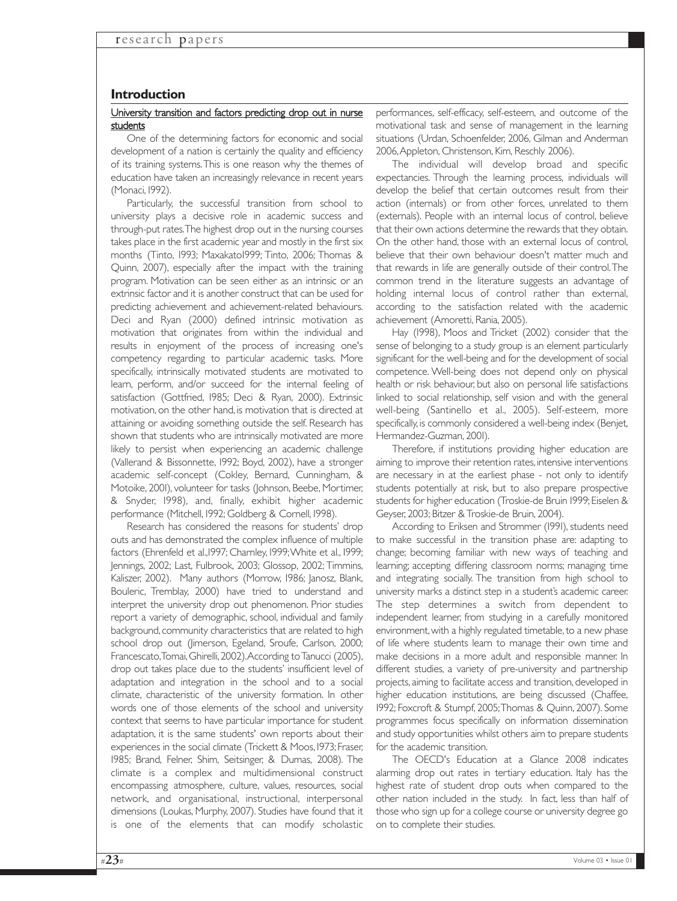## Introduction

University transition and factors predicting drop out in nurse students

One of the determining factors for economic and social development of a nation is certainly the quality and efficiency of its training systems. This is one reason why the themes of education have taken an increasingly relevance in recent years (Monaci, 1992).

Particularly, the successful transition from school to university plays a decisive role in academic success and through-put rates. The highest drop out in the nursing courses takes place in the first academic year and mostly in the first six months (Tinto, 1993; Maxakato1999; Tinto, 2006; Thomas & Quinn, 2007), especially after the impact with the training program. Motivation can be seen either as an intrinsic or an extrinsic factor and it is another construct that can be used for predicting achievement and achievement-related behaviours. Deci and Ryan (2000) defined intrinsic motivation as motivation that originates from within the individual and results in enjoyment of the process of increasing one's competency regarding to particular academic tasks. More specifically, intrinsically motivated students are motivated to learn, perform, and/or succeed for the internal feeling of satisfaction (Gottfried, 1985; Deci & Ryan, 2000). Extrinsic motivation, on the other hand, is motivation that is directed at attaining or avoiding something outside the self. Research has shown that students who are intrinsically motivated are more likely to persist when experiencing an academic challenge (Vallerand & Bissonnette, 1992; Boyd, 2002), have a stronger academic self-concept (Cokley, Bernard, Cunningham, & Motoike, 2001), volunteer for tasks (Johnson, Beebe, Mortimer, & Snyder, 1998), and, finally, exhibit higher academic performance (Mitchell, 1992; Goldberg & Cornell, 1998).

Research has considered the reasons for students' drop outs and has demonstrated the complex influence of multiple factors (Ehrenfeld et al.,1997; Charnley, 1999; White et al., 1999; Jennings, 2002; Last, Fulbrook, 2003; Glossop, 2002; Timmins, Kaliszer, 2002). Many authors (Morrow, 1986; Janosz, Blank, Bouleric, Tremblay, 2000) have tried to understand and interpret the university drop out phenomenon. Prior studies report a variety of demographic, school, individual and family background, community characteristics that are related to high school drop out (Jimerson, Egeland, Sroufe, Carlson, 2000; Francescato, Tomai, Ghirelli, 2002). According to Tanucci (2005), drop out takes place due to the students' insufficient level of adaptation and integration in the school and to a social climate, characteristic of the university formation. In other words one of those elements of the school and university context that seems to have particular importance for student adaptation, it is the same students' own reports about their experiences in the social climate (Trickett & Moos, 1973; Fraser, 1985; Brand, Felner, Shim, Seitsinger, & Dumas, 2008). The climate is a complex and multidimensional construct encompassing atmosphere, culture, values, resources, social network, and organisational, instructional, interpersonal dimensions (Loukas, Murphy, 2007). Studies have found that it is one of the elements that can modify scholastic performances, self-efficacy, self-esteem, and outcome of the motivational task and sense of management in the learning situations (Urdan, Schoenfelder, 2006, Gilman and Anderman 2006, Appleton, Christenson, Kim, Reschly 2006).

The individual will develop broad and specific expectancies. Through the learning process, individuals will develop the belief that certain outcomes result from their action (internals) or from other forces, unrelated to them (externals). People with an internal locus of control, believe that their own actions determine the rewards that they obtain. On the other hand, those with an external locus of control, believe that their own behaviour doesn't matter much and that rewards in life are generally outside of their control. The common trend in the literature suggests an advantage of holding internal locus of control rather than external, according to the satisfaction related with the academic achievement (Amoretti, Rania, 2005).

Hay (1998), Moos and Tricket (2002) consider that the sense of belonging to a study group is an element particularly significant for the well-being and for the development of social competence. Well-being does not depend only on physical health or risk behaviour, but also on personal life satisfactions linked to social relationship, self vision and with the general well-being (Santinello et al., 2005). Self-esteem, more specifically, is commonly considered a well-being index (Benjet, Hermandez-Guzman, 2001).

Therefore, if institutions providing higher education are aiming to improve their retention rates, intensive interventions are necessary in at the earliest phase - not only to identify students potentially at risk, but to also prepare prospective students for higher education (Troskie-de Bruin 1999; Eiselen & Geyser, 2003; Bitzer & Troskie-de Bruin, 2004).

According to Eriksen and Strommer (1991), students need to make successful in the transition phase are: adapting to change; becoming familiar with new ways of teaching and learning; accepting differing classroom norms; managing time and integrating socially. The transition from high school to university marks a distinct step in a student's academic career. The step determines a switch from dependent to independent learner, from studying in a carefully monitored environment, with a highly regulated timetable, to a new phase of life where students learn to manage their own time and make decisions in a more adult and responsible manner. In different studies, a variety of pre-university and partnership projects, aiming to facilitate access and transition, developed in higher education institutions, are being discussed (Chaffee, 1992; Foxcroft & Stumpf, 2005; Thomas & Quinn, 2007). Some programmes focus specifically on information dissemination and study opportunities whilst others aim to prepare students for the academic transition.

The OECD's Education at a Glance 2008 indicates alarming drop out rates in tertiary education. Italy has the highest rate of student drop outs when compared to the other nation included in the study. In fact, less than half of those who sign up for a college course or university degree go on to complete their studies.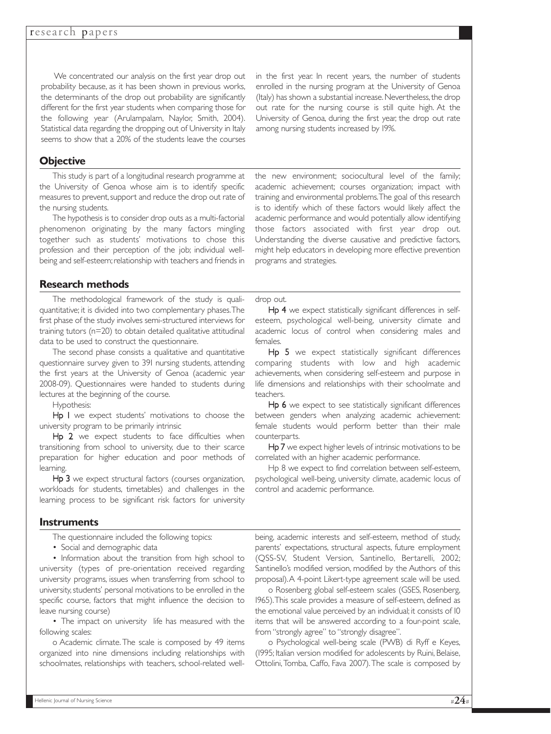We concentrated our analysis on the first year drop out probability because, as it has been shown in previous works, the determinants of the drop out probability are significantly different for the first year students when comparing those for the following year (Arulampalam, Naylor, Smith, 2004). Statistical data regarding the dropping out of University in Italy seems to show that a 20% of the students leave the courses in the first year. In recent years, the number of students enrolled in the nursing program at the University of Genoa (Italy) has shown a substantial increase. Nevertheless, the drop out rate for the nursing course is still quite high. At the University of Genoa, during the first year, the drop out rate among nursing students increased by 19%.

## Objective

This study is part of a longitudinal research programme at the University of Genoa whose aim is to identify specific measures to prevent, support and reduce the drop out rate of the nursing students.

The hypothesis is to consider drop outs as a multi-factorial phenomenon originating by the many factors mingling together such as students' motivations to chose this profession and their perception of the job; individual well-being and self-esteem; relationship with teachers and friends in the new environment; sociocultural level of the family; academic achievement; courses organization; impact with training and environmental problems. The goal of this research is to identify which of these factors would likely affect the academic performance and would potentially allow identifying those factors associated with first year drop out. Understanding the diverse causative and predictive factors, might help educators in developing more effective prevention programs and strategies.

## Research methods

The methodological framework of the study is quali-quantitative; it is divided into two complementary phases. The first phase of the study involves semi-structured interviews for training tutors (n=20) to obtain detailed qualitative attitudinal data to be used to construct the questionnaire.

The second phase consists a qualitative and quantitative questionnaire survey given to 391 nursing students, attending the first years at the University of Genoa (academic year 2008-09). Questionnaires were handed to students during lectures at the beginning of the course.

Hypothesis:

Hp 1 we expect students' motivations to choose the university program to be primarily intrinsic

Hp 2 we expect students to face difficulties when transitioning from school to university, due to their scarce preparation for higher education and poor methods of learning.

Hp 3 we expect structural factors (courses organization, workloads for students, timetables) and challenges in the learning process to be significant risk factors for university drop out.

Hp 4 we expect statistically significant differences in self-esteem, psychological well-being, university climate and academic locus of control when considering males and females.

Hp 5 we expect statistically significant differences comparing students with low and high academic achievements, when considering self-esteem and purpose in life dimensions and relationships with their schoolmate and teachers.

Hp 6 we expect to see statistically significant differences between genders when analyzing academic achievement: female students would perform better than their male counterparts.

Hp 7 we expect higher levels of intrinsic motivations to be correlated with an higher academic performance.

Hp 8 we expect to find correlation between self-esteem, psychological well-being, university climate, academic locus of control and academic performance.

## Instruments

The questionnaire included the following topics:

- Social and demographic data
- Information about the transition from high school to university (types of pre-orientation received regarding university programs, issues when transferring from school to university, students' personal motivations to be enrolled in the specific course, factors that might influence the decision to leave nursing course)
- The impact on university life has measured with the following scales:
  - o Academic climate. The scale is composed by 49 items organized into nine dimensions including relationships with schoolmates, relationships with teachers, school-related well-being, academic interests and self-esteem, method of study, parents' expectations, structural aspects, future employment (QSS-SV, Student Version, Santinello, Bertarelli, 2002; Santinello's modified version, modified by the Authors of this proposal). A 4-point Likert-type agreement scale will be used.
  - o Rosenberg global self-esteem scales (GSES, Rosenberg, 1965). This scale provides a measure of self-esteem, defined as the emotional value perceived by an individual; it consists of 10 items that will be answered according to a four-point scale, from "strongly agree" to "strongly disagree".
  - o Psychological well-being scale (PWB) di Ryff e Keyes, (1995; Italian version modified for adolescents by Ruini, Belaise, Ottolini, Tomba, Caffo, Fava 2007). The scale is composed by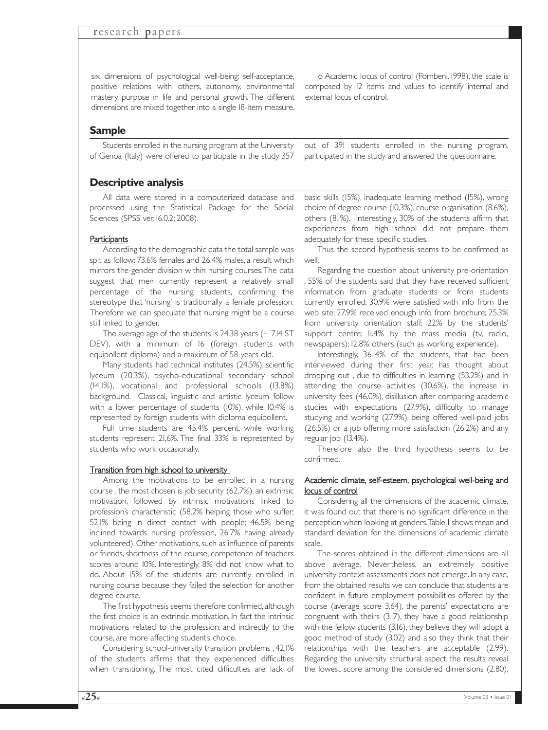six dimensions of psychological well-being: self-acceptance, positive relations with others, autonomy, environmental mastery, purpose in life and personal growth. The different dimensions are mixed together into a single 18-item measure.

o Academic locus of control (Pombeni, 1998), the scale is composed by 12 items and values to identify internal and external locus of control.

## Sample

Students enrolled in the nursing program at the University of Genoa (Italy) were offered to participate in the study. 357 out of 391 students enrolled in the nursing program, participated in the study and answered the questionnaire.

## Descriptive analysis

All data were stored in a computerized database and processed using the Statistical Package for the Social Sciences (SPSS ver. 16.0.2; 2008).

### Participants

According to the demographic data the total sample was spit as follow: 73.6% females and 26.4% males, a result which mirrors the gender division within nursing courses. The data suggest that men currently represent a relatively small percentage of the nursing students, confirming the stereotype that 'nursing' is traditionally a female profession. Therefore we can speculate that nursing might be a course still linked to gender.

The average age of the students is 24.38 years (± 7.14 ST DEV), with a minimum of 16 (foreign students with equipollent diploma) and a maximum of 58 years old.

Many students had technical institutes (24.5%), scientific lyceum (20.3%), psycho-educational secondary school (14.1%), vocational and professional schools (13.8%) background. Classical, linguistic and artistic lyceum follow with a lower percentage of students (10%), while 10.4% is represented by foreign students with diploma equipollent.

Full time students are 45.4% percent, while working students represent 21,6%. The final 33% is represented by students who work occasionally.

### Transition from high school to university

Among the motivations to be enrolled in a nursing course , the most chosen is job security (62,7%), an extrinsic motivation, followed by intrinsic motivations linked to profession's characteristic (58.2% helping those who suffer; 52.1% being in direct contact with people; 46.5% being inclined towards nursing profession, 26.7% having already volunteered). Other motivations, such as influence of parents or friends, shortness of the course, competence of teachers scores around 10%. Interestingly, 8% did not know what to do. About 15% of the students are currently enrolled in nursing course because they failed the selection for another degree course.

The first hypothesis seems therefore confirmed, although the first choice is an extrinsic motivation. In fact the intrinsic motivations related to the profession, and indirectly to the course, are more affecting student's choice.

Considering school-university transition problems , 42,1% of the students affirms that they experienced difficulties when transitioning. The most cited difficulties are: lack of basic skills (15%), inadequate learning method (15%), wrong choice of degree course (10,3%), course organisation (8.6%), others (8.1%). Interestingly, 30% of the students affirm that experiences from high school did not prepare them adequately for these specific studies.

Thus the second hypothesis seems to be confirmed as well.

Regarding the question about university pre-orientation , 55% of the students said that they have received sufficient information from graduate students or from students currently enrolled; 30.9% were satisfied with info from the web site; 27.9% received enough info from brochure; 25.3% from university orientation staff; 22% by the students' support centre; 11.4% by the mass media (tv, radio, newspapers); 12.8% others (such as working experience).

Interestingly, 36.14% of the students, that had been interviewed during their first year, has thought about dropping out , due to difficulties in learning (53.2%) and in attending the course activities (30.6%), the increase in university fees (46.0%), disillusion after comparing academic studies with expectations (27.9%), difficulty to manage studying and working (27.9%), being offered well-paid jobs (26.5%) or a job offering more satisfaction (26.2%) and any regular job (13.4%).

Therefore also the third hypothesis seems to be confirmed.

### Academic climate, self-esteem, psychological well-being and locus of control

Considering all the dimensions of the academic climate, it was found out that there is no significant difference in the perception when looking at genders. Table 1 shows mean and standard deviation for the dimensions of academic climate scale.

The scores obtained in the different dimensions are all above average. Nevertheless, an extremely positive university context assessments does not emerge. In any case, from the obtained results we can conclude that students are confident in future employment possibilities offered by the course (average score 3.64), the parents' expectations are congruent with theirs (3.17), they have a good relationship with the fellow students (3.16), they believe they will adopt a good method of study (3.02) and also they think that their relationships with the teachers are acceptable (2.99). Regarding the university structural aspect, the results reveal the lowest score among the considered dimensions (2.80),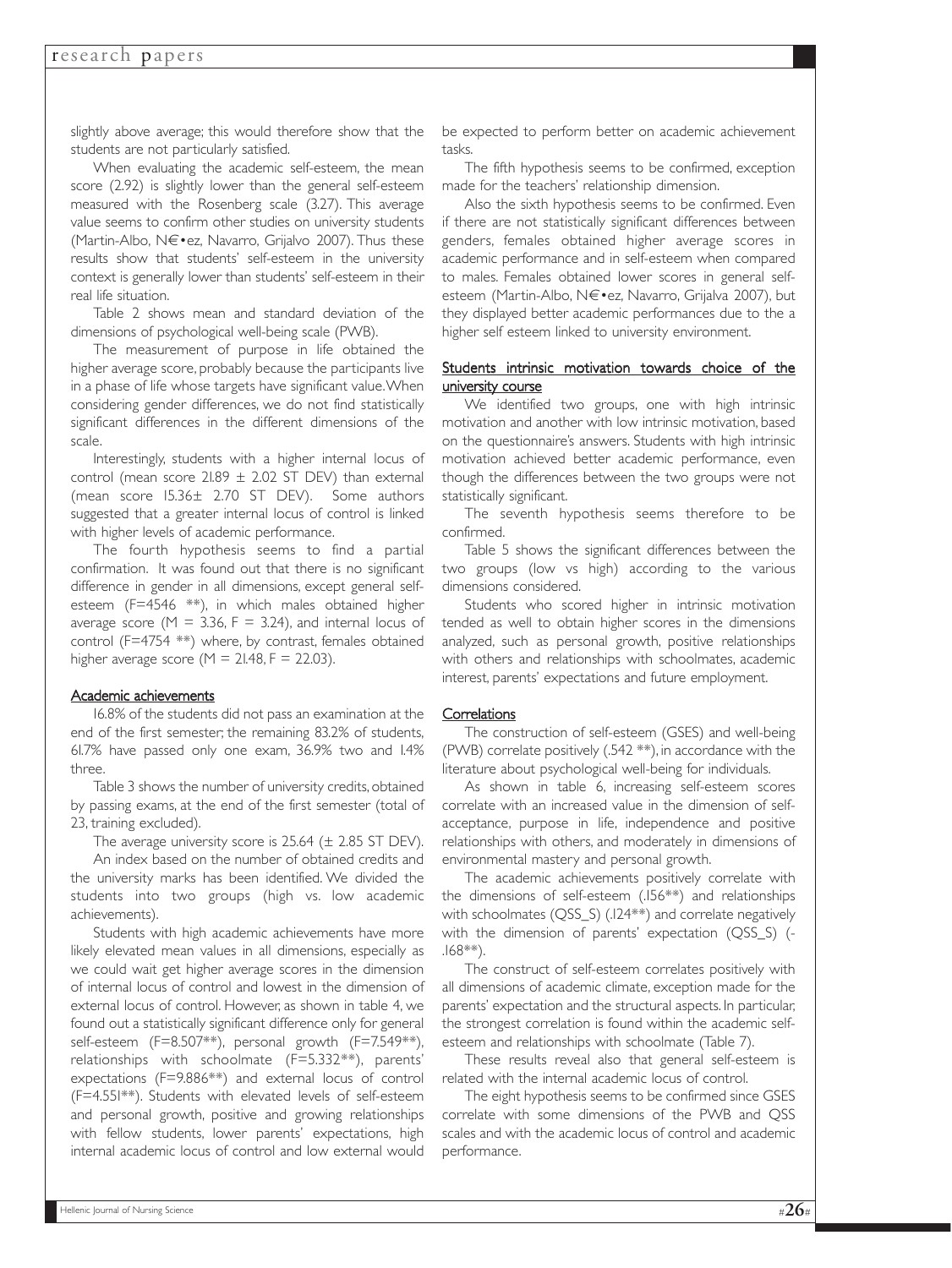slightly above average; this would therefore show that the students are not particularly satisfied.

When evaluating the academic self-esteem, the mean score (2.92) is slightly lower than the general self-esteem measured with the Rosenberg scale (3.27). This average value seems to confirm other studies on university students (Martin-Albo, N€•ez, Navarro, Grijalvo 2007). Thus these results show that students' self-esteem in the university context is generally lower than students' self-esteem in their real life situation.

Table 2 shows mean and standard deviation of the dimensions of psychological well-being scale (PWB).

The measurement of purpose in life obtained the higher average score, probably because the participants live in a phase of life whose targets have significant value. When considering gender differences, we do not find statistically significant differences in the different dimensions of the scale.

Interestingly, students with a higher internal locus of control (mean score 21.89 ± 2.02 ST DEV) than external (mean score 15.36± 2.70 ST DEV). Some authors suggested that a greater internal locus of control is linked with higher levels of academic performance.

The fourth hypothesis seems to find a partial confirmation. It was found out that there is no significant difference in gender in all dimensions, except general self-esteem (F=4546 \*\*), in which males obtained higher average score ($M = 3.36$, $F = 3.24$), and internal locus of control (F=4754 \*\*) where, by contrast, females obtained higher average score ($M = 21.48$, $F = 22.03$).

## Academic achievements

16.8% of the students did not pass an examination at the end of the first semester; the remaining 83.2% of students, 61.7% have passed only one exam, 36.9% two and 1.4% three.

Table 3 shows the number of university credits, obtained by passing exams, at the end of the first semester (total of 23, training excluded).

The average university score is 25.64 (± 2.85 ST DEV).

An index based on the number of obtained credits and the university marks has been identified. We divided the students into two groups (high vs. low academic achievements).

Students with high academic achievements have more likely elevated mean values in all dimensions, especially as we could wait get higher average scores in the dimension of internal locus of control and lowest in the dimension of external locus of control. However, as shown in table 4, we found out a statistically significant difference only for general self-esteem (F=8.507\*\*), personal growth (F=7.549\*\*), relationships with schoolmate (F=5.332\*\*), parents' expectations (F=9.886\*\*) and external locus of control (F=4.551\*\*). Students with elevated levels of self-esteem and personal growth, positive and growing relationships with fellow students, lower parents' expectations, high internal academic locus of control and low external would be expected to perform better on academic achievement tasks.

The fifth hypothesis seems to be confirmed, exception made for the teachers' relationship dimension.

Also the sixth hypothesis seems to be confirmed. Even if there are not statistically significant differences between genders, females obtained higher average scores in academic performance and in self-esteem when compared to males. Females obtained lower scores in general self-esteem (Martin-Albo, N€•ez, Navarro, Grijalva 2007), but they displayed better academic performances due to the a higher self esteem linked to university environment.

## Students intrinsic motivation towards choice of the university course

We identified two groups, one with high intrinsic motivation and another with low intrinsic motivation, based on the questionnaire's answers. Students with high intrinsic motivation achieved better academic performance, even though the differences between the two groups were not statistically significant.

The seventh hypothesis seems therefore to be confirmed.

Table 5 shows the significant differences between the two groups (low vs high) according to the various dimensions considered.

Students who scored higher in intrinsic motivation tended as well to obtain higher scores in the dimensions analyzed, such as personal growth, positive relationships with others and relationships with schoolmates, academic interest, parents' expectations and future employment.

## Correlations

The construction of self-esteem (GSES) and well-being (PWB) correlate positively (.542 \*\*), in accordance with the literature about psychological well-being for individuals.

As shown in table 6, increasing self-esteem scores correlate with an increased value in the dimension of self-acceptance, purpose in life, independence and positive relationships with others, and moderately in dimensions of environmental mastery and personal growth.

The academic achievements positively correlate with the dimensions of self-esteem (.156\*\*) and relationships with schoolmates (QSS_S) (.124\*\*) and correlate negatively with the dimension of parents' expectation (QSS_S) (-.168\*\*).

The construct of self-esteem correlates positively with all dimensions of academic climate, exception made for the parents' expectation and the structural aspects. In particular, the strongest correlation is found within the academic self-esteem and relationships with schoolmate (Table 7).

These results reveal also that general self-esteem is related with the internal academic locus of control.

The eight hypothesis seems to be confirmed since GSES correlate with some dimensions of the PWB and QSS scales and with the academic locus of control and academic performance.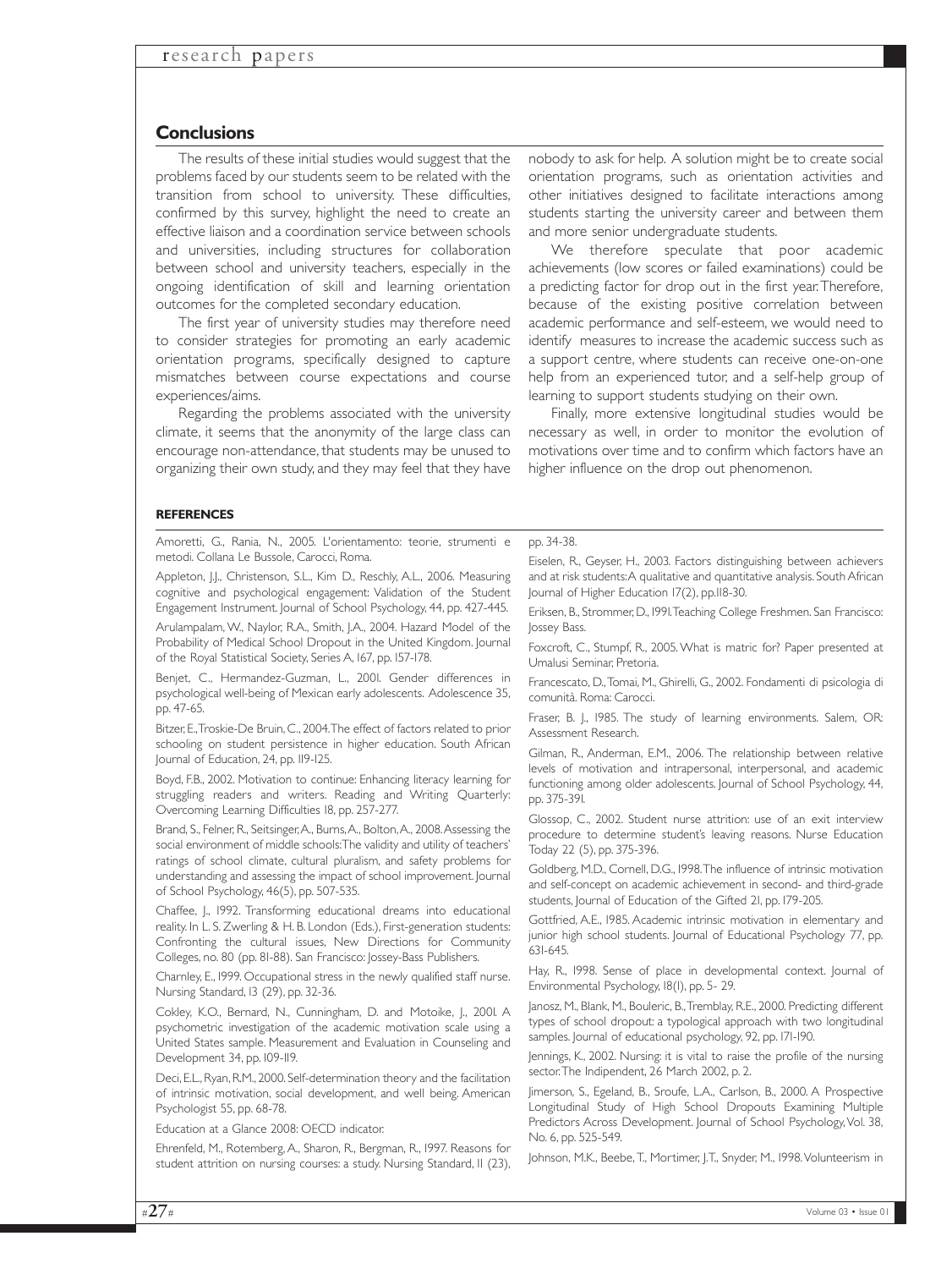## Conclusions

The results of these initial studies would suggest that the problems faced by our students seem to be related with the transition from school to university. These difficulties, confirmed by this survey, highlight the need to create an effective liaison and a coordination service between schools and universities, including structures for collaboration between school and university teachers, especially in the ongoing identification of skill and learning orientation outcomes for the completed secondary education.

The first year of university studies may therefore need to consider strategies for promoting an early academic orientation programs, specifically designed to capture mismatches between course expectations and course experiences/aims.

Regarding the problems associated with the university climate, it seems that the anonymity of the large class can encourage non-attendance, that students may be unused to organizing their own study, and they may feel that they have nobody to ask for help. A solution might be to create social orientation programs, such as orientation activities and other initiatives designed to facilitate interactions among students starting the university career and between them and more senior undergraduate students.

We therefore speculate that poor academic achievements (low scores or failed examinations) could be a predicting factor for drop out in the first year. Therefore, because of the existing positive correlation between academic performance and self-esteem, we would need to identify measures to increase the academic success such as a support centre, where students can receive one-on-one help from an experienced tutor, and a self-help group of learning to support students studying on their own.

Finally, more extensive longitudinal studies would be necessary as well, in order to monitor the evolution of motivations over time and to confirm which factors have an higher influence on the drop out phenomenon.

### REFERENCES

Amoretti, G., Rania, N., 2005. L'orientamento: teorie, strumenti e metodi. Collana Le Bussole, Carocci, Roma.

Appleton, J.J., Christenson, S.L., Kim D., Reschly, A.L., 2006. Measuring cognitive and psychological engagement: Validation of the Student Engagement Instrument. Journal of School Psychology, 44, pp. 427-445.

Arulampalam, W., Naylor, R.A., Smith, J.A., 2004. Hazard Model of the Probability of Medical School Dropout in the United Kingdom. Journal of the Royal Statistical Society, Series A, 167, pp. 157-178.

Benjet, C., Hermandez-Guzman, L., 2001. Gender differences in psychological well-being of Mexican early adolescents. Adolescence 35, pp. 47-65.

Bitzer, E., Troskie-De Bruin, C., 2004. The effect of factors related to prior schooling on student persistence in higher education. South African Journal of Education, 24, pp. 119-125.

Boyd, F.B., 2002. Motivation to continue: Enhancing literacy learning for struggling readers and writers. Reading and Writing Quarterly: Overcoming Learning Difficulties 18, pp. 257-277.

Brand, S., Felner, R., Seitsinger, A., Burns, A., Bolton, A., 2008. Assessing the social environment of middle schools: The validity and utility of teachers' ratings of school climate, cultural pluralism, and safety problems for understanding and assessing the impact of school improvement. Journal of School Psychology, 46(5), pp. 507-535.

Chaffee, J., 1992. Transforming educational dreams into educational reality. In L. S. Zwerling & H. B. London (Eds.), First-generation students: Confronting the cultural issues, New Directions for Community Colleges, no. 80 (pp. 81-88). San Francisco: Jossey-Bass Publishers.

Charnley, E., 1999. Occupational stress in the newly qualified staff nurse. Nursing Standard, 13 (29), pp. 32-36.

Cokley, K.O., Bernard, N., Cunningham, D. and Motoike, J., 2001. A psychometric investigation of the academic motivation scale using a United States sample. Measurement and Evaluation in Counseling and Development 34, pp. 109-119.

Deci, E.L., Ryan, R.M., 2000. Self-determination theory and the facilitation of intrinsic motivation, social development, and well being. American Psychologist 55, pp. 68-78.

Education at a Glance 2008: OECD indicator.

Ehrenfeld, M., Rotemberg, A., Sharon, R., Bergman, R., 1997. Reasons for student attrition on nursing courses: a study. Nursing Standard, 11 (23), pp. 34-38.

Eiselen, R., Geyser, H., 2003. Factors distinguishing between achievers and at risk students: A qualitative and quantitative analysis. South African Journal of Higher Education 17(2), pp.118-30.

Eriksen, B., Strommer, D., 1991. Teaching College Freshmen. San Francisco: Jossey Bass.

Foxcroft, C., Stumpf, R., 2005. What is matric for? Paper presented at Umalusi Seminar, Pretoria.

Francescato, D., Tomai, M., Ghirelli, G., 2002. Fondamenti di psicologia di comunità. Roma: Carocci.

Fraser, B. J., 1985. The study of learning environments. Salem, OR: Assessment Research.

Gilman, R., Anderman, E.M., 2006. The relationship between relative levels of motivation and intrapersonal, interpersonal, and academic functioning among older adolescents. Journal of School Psychology, 44, pp. 375-391.

Glossop, C., 2002. Student nurse attrition: use of an exit interview procedure to determine student's leaving reasons. Nurse Education Today 22 (5), pp. 375-396.

Goldberg, M.D., Cornell, D.G., 1998. The influence of intrinsic motivation and self-concept on academic achievement in second- and third-grade students, Journal of Education of the Gifted 21, pp. 179-205.

Gottfried, A.E., 1985. Academic intrinsic motivation in elementary and junior high school students. Journal of Educational Psychology 77, pp. 631-645.

Hay, R., 1998. Sense of place in developmental context. Journal of Environmental Psychology, 18(1), pp. 5- 29.

Janosz, M., Blank, M., Bouleric, B., Tremblay, R.E., 2000. Predicting different types of school dropout: a typological approach with two longitudinal samples. Journal of educational psychology, 92, pp. 171-190.

Jennings, K., 2002. Nursing: it is vital to raise the profile of the nursing sector. The Indipendent, 26 March 2002, p. 2.

Jimerson, S., Egeland, B., Sroufe, L.A., Carlson, B., 2000. A Prospective Longitudinal Study of High School Dropouts Examining Multiple Predictors Across Development. Journal of School Psychology, Vol. 38, No. 6, pp. 525-549.

Johnson, M.K., Beebe, T., Mortimer, J.T., Snyder, M., 1998. Volunteerism in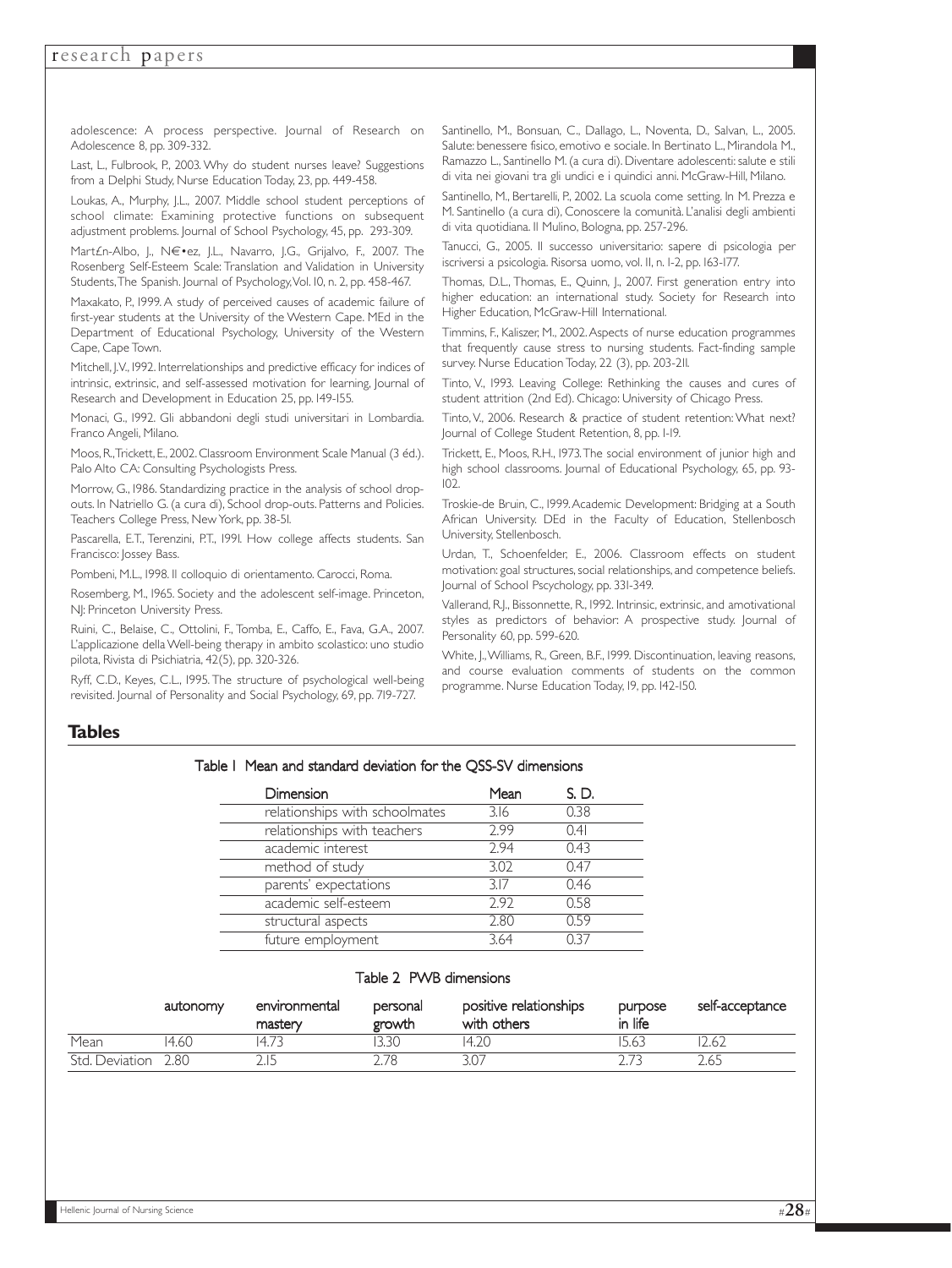adolescence: A process perspective. Journal of Research on Adolescence 8, pp. 309-332.

Last, L., Fulbrook, P., 2003. Why do student nurses leave? Suggestions from a Delphi Study, Nurse Education Today, 23, pp. 449-458.

Loukas, A., Murphy, J.L., 2007. Middle school student perceptions of school climate: Examining protective functions on subsequent adjustment problems. Journal of School Psychology, 45, pp. 293-309.

Mart£n-Albo, J., N€•ez, J.L., Navarro, J.G., Grijalvo, F., 2007. The Rosenberg Self-Esteem Scale: Translation and Validation in University Students, The Spanish. Journal of Psychology, Vol. 10, n. 2, pp. 458-467.

Maxakato, P., 1999. A study of perceived causes of academic failure of first-year students at the University of the Western Cape. MEd in the Department of Educational Psychology, University of the Western Cape, Cape Town.

Mitchell, J.V., 1992. Interrelationships and predictive efficacy for indices of intrinsic, extrinsic, and self-assessed motivation for learning, Journal of Research and Development in Education 25, pp. 149-155.

Monaci, G., 1992. Gli abbandoni degli studi universitari in Lombardia. Franco Angeli, Milano.

Moos, R., Trickett, E., 2002. Classroom Environment Scale Manual (3 éd.). Palo Alto CA: Consulting Psychologists Press.

Morrow, G., 1986. Standardizing practice in the analysis of school drop-outs. In Natriello G. (a cura di), School drop-outs. Patterns and Policies. Teachers College Press, New York, pp. 38-51.

Pascarella, E.T., Terenzini, P.T., 1991. How college affects students. San Francisco: Jossey Bass.

Pombeni, M.L., 1998. Il colloquio di orientamento. Carocci, Roma.

Rosemberg, M., 1965. Society and the adolescent self-image. Princeton, NJ: Princeton University Press.

Ruini, C., Belaise, C., Ottolini, F., Tomba, E., Caffo, E., Fava, G.A., 2007. L'applicazione della Well-being therapy in ambito scolastico: uno studio pilota, Rivista di Psichiatria, 42(5), pp. 320-326.

Ryff, C.D., Keyes, C.L., 1995. The structure of psychological well-being revisited. Journal of Personality and Social Psychology, 69, pp. 719-727.

Santinello, M., Bonsuan, C., Dallago, L., Noventa, D., Salvan, L., 2005. Salute: benessere fisico, emotivo e sociale. In Bertinato L., Mirandola M., Ramazzo L., Santinello M. (a cura di). Diventare adolescenti: salute e stili di vita nei giovani tra gli undici e i quindici anni. McGraw-Hill, Milano.

Santinello, M., Bertarelli, P., 2002. La scuola come setting. In M. Prezza e M. Santinello (a cura di), Conoscere la comunità. L'analisi degli ambienti di vita quotidiana. Il Mulino, Bologna, pp. 257-296.

Tanucci, G., 2005. Il successo universitario: sapere di psicologia per iscriversi a psicologia. Risorsa uomo, vol. 11, n. 1-2, pp. 163-177.

Thomas, D.L., Thomas, E., Quinn, J., 2007. First generation entry into higher education: an international study. Society for Research into Higher Education, McGraw-Hill International.

Timmins, F., Kaliszer, M., 2002. Aspects of nurse education programmes that frequently cause stress to nursing students. Fact-finding sample survey. Nurse Education Today, 22 (3), pp. 203-211.

Tinto, V., 1993. Leaving College: Rethinking the causes and cures of student attrition (2nd Ed). Chicago: University of Chicago Press.

Tinto, V., 2006. Research & practice of student retention: What next? Journal of College Student Retention, 8, pp. 1-19.

Trickett, E., Moos, R.H., 1973. The social environment of junior high and high school classrooms. Journal of Educational Psychology, 65, pp. 93-102.

Troskie-de Bruin, C., 1999. Academic Development: Bridging at a South African University. DEd in the Faculty of Education, Stellenbosch University, Stellenbosch.

Urdan, T., Schoenfelder, E., 2006. Classroom effects on student motivation: goal structures, social relationships, and competence beliefs. Journal of School Pscychology, pp. 331-349.

Vallerand, R.J., Bissonnette, R., 1992. Intrinsic, extrinsic, and amotivational styles as predictors of behavior: A prospective study. Journal of Personality 60, pp. 599-620.

White, J., Williams, R., Green, B.F., 1999. Discontinuation, leaving reasons, and course evaluation comments of students on the common programme. Nurse Education Today, 19, pp. 142-150.

## Tables

Table 1 Mean and standard deviation for the QSS-SV dimensions

| Dimension | Mean | S. D. |
|---|---|---|
| relationships with schoolmates | 3.16 | 0.38 |
| relationships with teachers | 2.99 | 0.41 |
| academic interest | 2.94 | 0.43 |
| method of study | 3.02 | 0.47 |
| parents' expectations | 3.17 | 0.46 |
| academic self-esteem | 2.92 | 0.58 |
| structural aspects | 2.80 | 0.59 |
| future employment | 3.64 | 0.37 |

Table 2 PWB dimensions

| | autonomy | environmental mastery | personal growth | positive relationships with others | purpose in life | self-acceptance |
|---|---|---|---|---|---|---|
| Mean | 14.60 | 14.73 | 13.30 | 14.20 | 15.63 | 12.62 |
| Std. Deviation | 2.80 | 2.15 | 2.78 | 3.07 | 2.73 | 2.65 |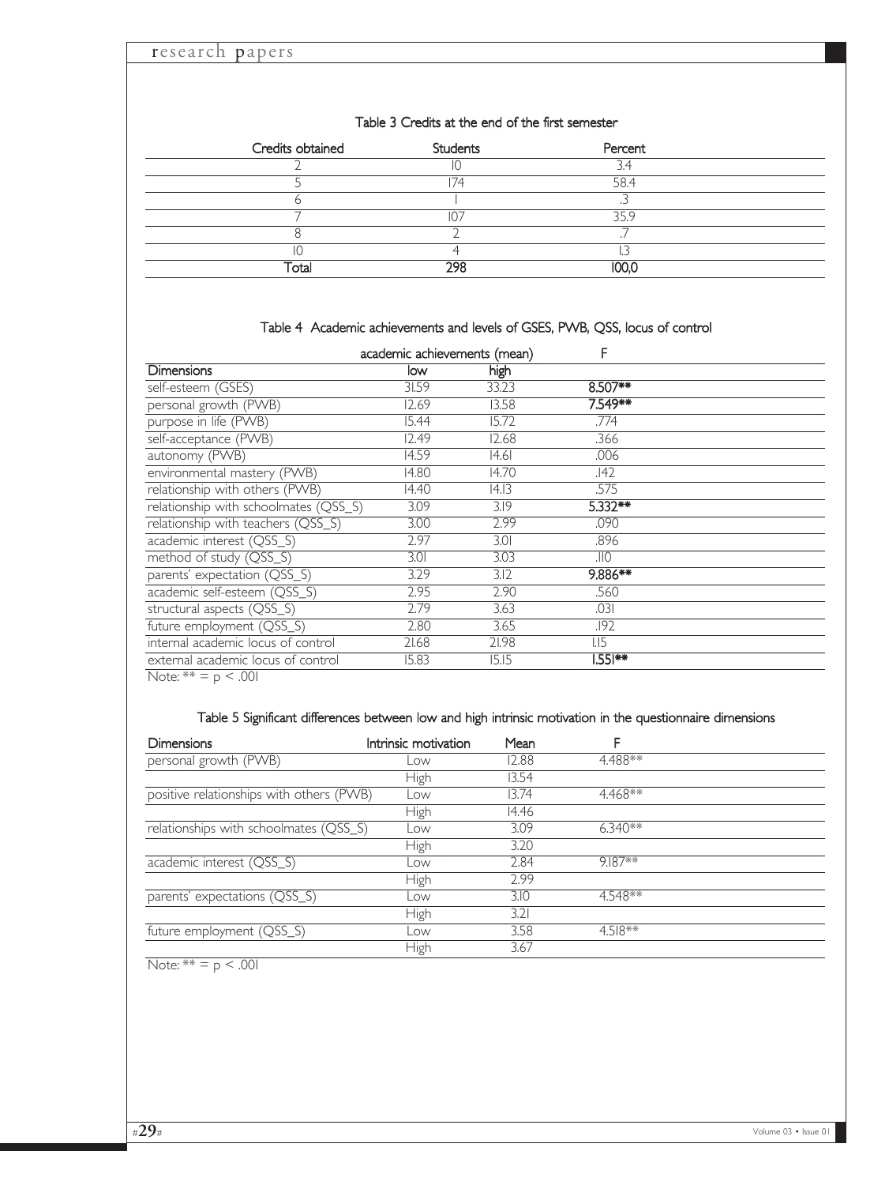Table 3 Credits at the end of the first semester

| Credits obtained | Students | Percent |
|---|---|---|
| 2 | 10 | 3.4 |
| 5 | 174 | 58.4 |
| 6 | 1 | .3 |
| 7 | 107 | 35.9 |
| 8 | 2 | .7 |
| 10 | 4 | 1.3 |
| Total | 298 | 100,0 |

Table 4 Academic achievements and levels of GSES, PWB, QSS, locus of control

| | academic achievements (mean) | | F |
|---|---|---|---|
| Dimensions | low | high | |
| self-esteem (GSES) | 31.59 | 33.23 | **8.507**** |
| personal growth (PWB) | 12.69 | 13.58 | **7.549**** |
| purpose in life (PWB) | 15.44 | 15.72 | .774 |
| self-acceptance (PWB) | 12.49 | 12.68 | .366 |
| autonomy (PWB) | 14.59 | 14.61 | .006 |
| environmental mastery (PWB) | 14.80 | 14.70 | .142 |
| relationship with others (PWB) | 14.40 | 14.13 | .575 |
| relationship with schoolmates (QSS_S) | 3.09 | 3.19 | **5.332**** |
| relationship with teachers (QSS_S) | 3.00 | 2.99 | .090 |
| academic interest (QSS_S) | 2.97 | 3.01 | .896 |
| method of study (QSS_S) | 3.01 | 3.03 | .110 |
| parents' expectation (QSS_S) | 3.29 | 3.12 | **9.886**** |
| academic self-esteem (QSS_S) | 2.95 | 2.90 | .560 |
| structural aspects (QSS_S) | 2.79 | 3.63 | .031 |
| future employment (QSS_S) | 2.80 | 3.65 | .192 |
| internal academic locus of control | 21.68 | 21.98 | 1.15 |
| external academic locus of control | 15.83 | 15.15 | **1.551**** |

Note: ** = $p < .001$

Table 5 Significant differences between low and high intrinsic motivation in the questionnaire dimensions

| Dimensions | Intrinsic motivation | Mean | F |
|---|---|---|---|
| personal growth (PWB) | Low | 12.88 | 4.488** |
| | High | 13.54 | |
| positive relationships with others (PWB) | Low | 13.74 | 4.468** |
| | High | 14.46 | |
| relationships with schoolmates (QSS_S) | Low | 3.09 | 6.340** |
| | High | 3.20 | |
| academic interest (QSS_S) | Low | 2.84 | 9.187** |
| | High | 2.99 | |
| parents' expectations (QSS_S) | Low | 3.10 | 4.548** |
| | High | 3.21 | |
| future employment (QSS_S) | Low | 3.58 | 4.518** |
| | High | 3.67 | |

Note: ** = $p < .001$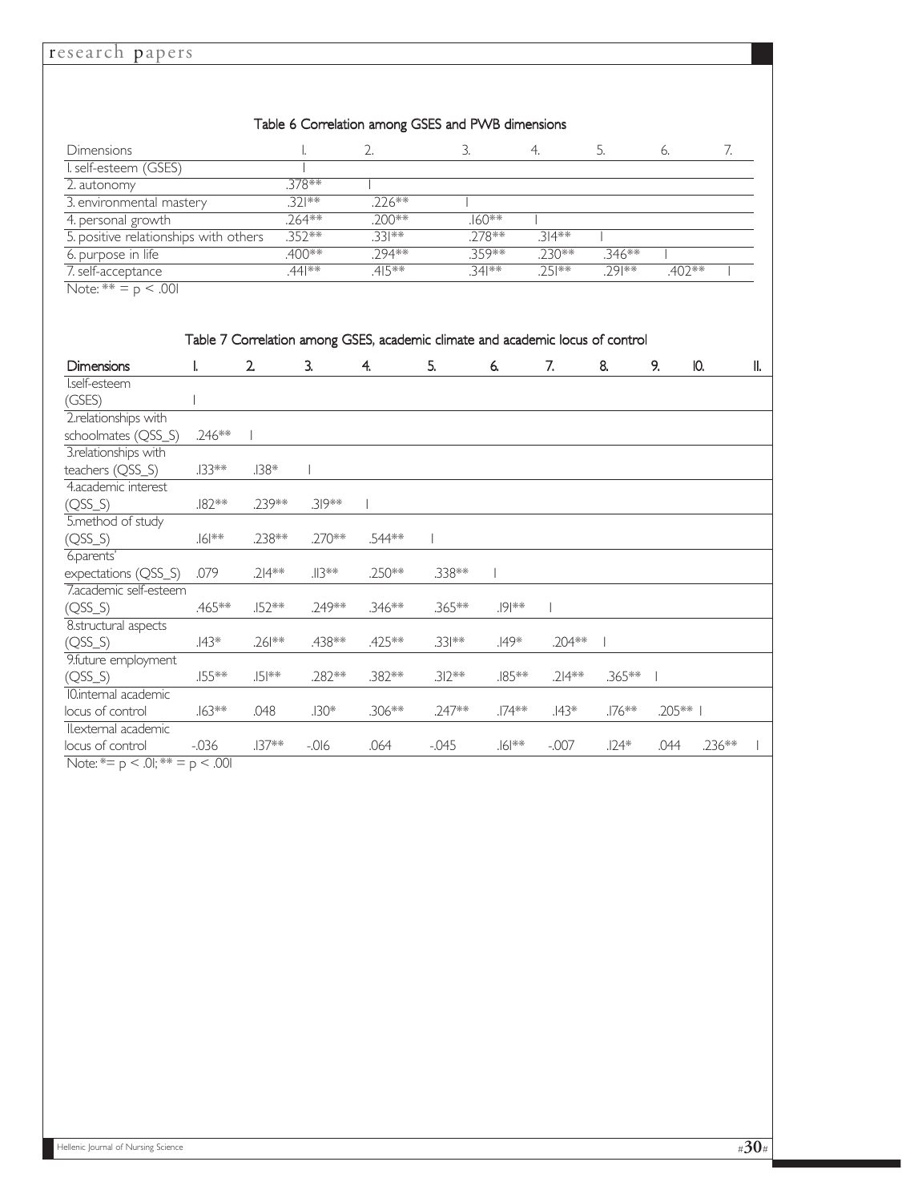Table 6 Correlation among GSES and PWB dimensions

| Dimensions | 1. | 2. | 3. | 4. | 5. | 6. | 7. |
|---|---|---|---|---|---|---|---|
| 1. self-esteem (GSES) | 1 | | | | | | |
| 2. autonomy | .378** | 1 | | | | | |
| 3. environmental mastery | .321** | .226** | 1 | | | | |
| 4. personal growth | .264** | .200** | .160** | 1 | | | |
| 5. positive relationships with others | .352** | .331** | .278** | .314** | 1 | | |
| 6. purpose in life | .400** | .294** | .359** | .230** | .346** | 1 | |
| 7. self-acceptance | .441** | .415** | .341** | .251** | .291** | .402** | 1 |

Note: ** = $p < .001$

Table 7 Correlation among GSES, academic climate and academic locus of control

| Dimensions | 1. | 2. | 3. | 4. | 5. | 6. | 7. | 8. | 9. | 10. | 11. |
|---|---|---|---|---|---|---|---|---|---|---|---|
| 1.self-esteem (GSES) | 1 | | | | | | | | | | |
| 2.relationships with schoolmates (QSS_S) | .246** | 1 | | | | | | | | | |
| 3.relationships with teachers (QSS_S) | .133** | .138* | 1 | | | | | | | | |
| 4.academic interest (QSS_S) | .182** | .239** | .319** | 1 | | | | | | | |
| 5.method of study (QSS_S) | .161** | .238** | .270** | .544** | 1 | | | | | | |
| 6.parents' expectations (QSS_S) | .079 | .214** | .113** | .250** | .338** | 1 | | | | | |
| 7.academic self-esteem (QSS_S) | .465** | .152** | .249** | .346** | .365** | .191** | 1 | | | | |
| 8.structural aspects (QSS_S) | .143* | .261** | .438** | .425** | .331** | .149* | .204** | 1 | | | |
| 9.future employment (QSS_S) | .155** | .151** | .282** | .382** | .312** | .185** | .214** | .365** | 1 | | |
| 10.internal academic locus of control | .163** | .048 | .130* | .306** | .247** | .174** | .143* | .176** | .205** | 1 | |
| 11.external academic locus of control | -.036 | .137** | -.016 | .064 | -.045 | .161** | -.007 | .124* | .044 | .236** | 1 |

Note: *= $p < .01$; ** = $p < .001$